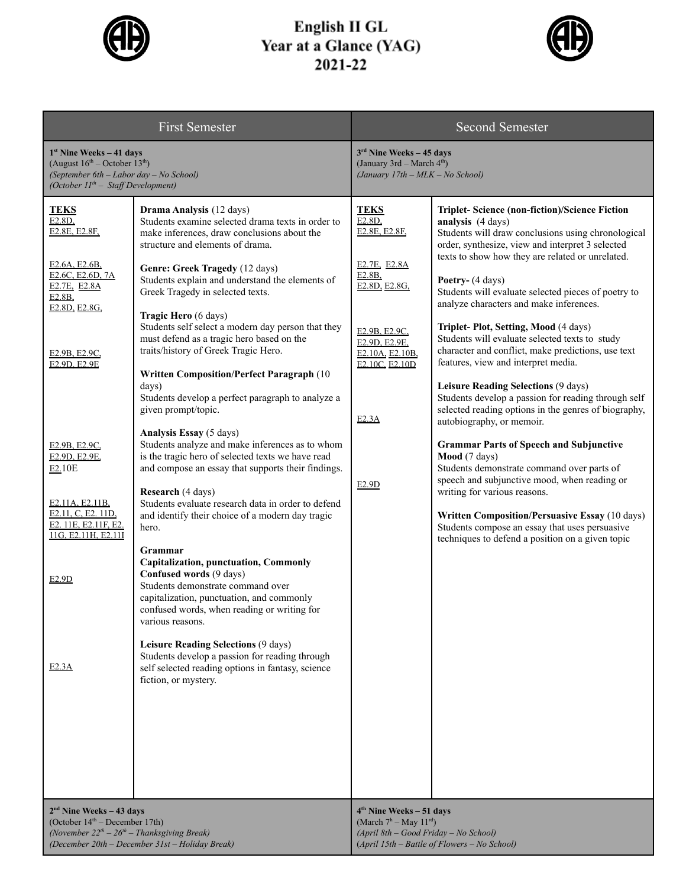# English II GL
# Year at a Glance (YAG)
# 2021-22

| First Semester | | Second Semester | |
|---|---|---|---|
| **1st Nine Weeks – 41 days** (August 16th – October 13th) *(September 6th – Labor day – No School)* *(October 11th – Staff Development)* | | **3rd Nine Weeks – 45 days** (January 3rd – March 4th) *(January 17th – MLK – No School)* | |
| **TEKS** E2.8D, E2.8E, E2.8F, | **Drama Analysis** (12 days) Students examine selected drama texts in order to make inferences, draw conclusions about the structure and elements of drama. | **TEKS** E2.8D, E2.8E, E2.8F, | **Triplet- Science (non-fiction)/Science Fiction analysis** (4 days) Students will draw conclusions using chronological order, synthesize, view and interpret 3 selected texts to show how they are related or unrelated. |
| E2.6A, E2.6B, E2.6C, E2.6D, 7A E2.7E, E2.8A E2.8B, E2.8D, E2.8G, | **Genre: Greek Tragedy** (12 days) Students explain and understand the elements of Greek Tragedy in selected texts. | E2.7E, E2.8A E2.8B, E2.8D, E2.8G, | **Poetry-** (4 days) Students will evaluate selected pieces of poetry to analyze characters and make inferences. |
| E2.9B, E2.9C, E2.9D, E2.9E | **Tragic Hero** (6 days) Students self select a modern day person that they must defend as a tragic hero based on the traits/history of Greek Tragic Hero. | E2.9B, E2.9C, E2.9D, E2.9E, E2.10A, E2.10B, E2.10C, E2.10D | **Triplet- Plot, Setting, Mood** (4 days) Students will evaluate selected texts to study character and conflict, make predictions, use text features, view and interpret media. |
| | **Written Composition/Perfect Paragraph** (10 days) Students develop a perfect paragraph to analyze a given prompt/topic. | E2.3A | **Leisure Reading Selections** (9 days) Students develop a passion for reading through self selected reading options in the genres of biography, autobiography, or memoir. |
| E2.9B, E2.9C, E2.9D, E2.9E, E2.10E | **Analysis Essay** (5 days) Students analyze and make inferences as to whom is the tragic hero of selected texts we have read and compose an essay that supports their findings. | E2.9D | **Grammar Parts of Speech and Subjunctive Mood** (7 days) Students demonstrate command over parts of speech and subjunctive mood, when reading or writing for various reasons. |
| E2.11A, E2.11B, E2.11, C, E2. 11D, E2. 11E, E2.11F, E2. 11G, E2.11H, E2.11I | **Research** (4 days) Students evaluate research data in order to defend and identify their choice of a modern day tragic hero. | | **Written Composition/Persuasive Essay** (10 days) Students compose an essay that uses persuasive techniques to defend a position on a given topic |
| E2.9D | **Grammar** **Capitalization, punctuation, Commonly Confused words** (9 days) Students demonstrate command over capitalization, punctuation, and commonly confused words, when reading or writing for various reasons. | | |
| E2.3A | **Leisure Reading Selections** (9 days) Students develop a passion for reading through self selected reading options in fantasy, science fiction, or mystery. | | |
| **2nd Nine Weeks – 43 days** (October 14th – December 17th) *(November 22th – 26th – Thanksgiving Break)* *(December 20th – December 31st – Holiday Break)* | | **4th Nine Weeks – 51 days** (March 7h – May 11rd) *(April 8th – Good Friday – No School)* *(April 15th – Battle of Flowers – No School)* | |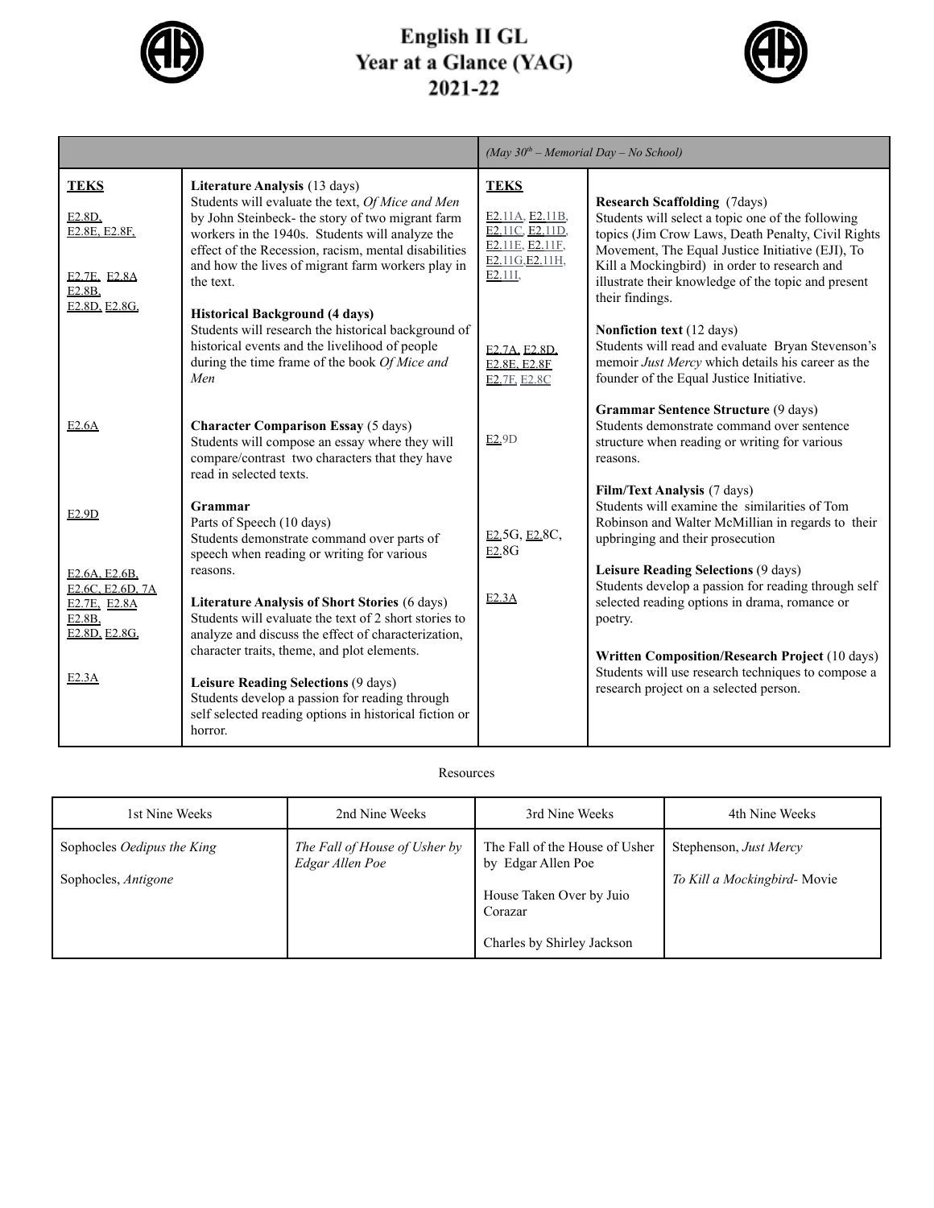# English II GL
# Year at a Glance (YAG)
# 2021-22

| | | *(May 30th – Memorial Day – No School)* | |
|---|---|---|---|
| **TEKS**<br><br>E2.8D, E2.8E, E2.8F,<br><br>E2.7E, E2.8A E2.8B, E2.8D, E2.8G,<br><br>E2.6A<br><br>E2.9D<br><br>E2.6A, E2.6B, E2.6C, E2.6D, 7A E2.7E, E2.8A E2.8B, E2.8D, E2.8G,<br><br>E2.3A | **Literature Analysis** (13 days)<br>Students will evaluate the text, *Of Mice and Men* by John Steinbeck- the story of two migrant farm workers in the 1940s. Students will analyze the effect of the Recession, racism, mental disabilities and how the lives of migrant farm workers play in the text.<br><br>**Historical Background (4 days)**<br>Students will research the historical background of historical events and the livelihood of people during the time frame of the book *Of Mice and Men*<br><br>**Character Comparison Essay** (5 days)<br>Students will compose an essay where they will compare/contrast two characters that they have read in selected texts.<br><br>**Grammar**<br>Parts of Speech (10 days)<br>Students demonstrate command over parts of speech when reading or writing for various reasons.<br><br>**Literature Analysis of Short Stories** (6 days)<br>Students will evaluate the text of 2 short stories to analyze and discuss the effect of characterization, character traits, theme, and plot elements.<br><br>**Leisure Reading Selections** (9 days)<br>Students develop a passion for reading through self selected reading options in historical fiction or horror. | **TEKS**<br><br>E2.11A, E2.11B, E2.11C, E2.11D, E2.11E, E2.11F, E2.11G, E2.11H, E2.11I,<br><br>E2.7A, E2.8D, E2.8E, E2.8F E2.7F, E2.8C<br><br>E2.9D<br><br>E2.5G, E2.8C, E2.8G<br><br>E2.3A | **Research Scaffolding** (7days)<br>Students will select a topic one of the following topics (Jim Crow Laws, Death Penalty, Civil Rights Movement, The Equal Justice Initiative (EJI), To Kill a Mockingbird) in order to research and illustrate their knowledge of the topic and present their findings.<br><br>**Nonfiction text** (12 days)<br>Students will read and evaluate Bryan Stevenson's memoir *Just Mercy* which details his career as the founder of the Equal Justice Initiative.<br><br>**Grammar Sentence Structure** (9 days)<br>Students demonstrate command over sentence structure when reading or writing for various reasons.<br><br>**Film/Text Analysis** (7 days)<br>Students will examine the similarities of Tom Robinson and Walter McMillian in regards to their upbringing and their prosecution<br><br>**Leisure Reading Selections** (9 days)<br>Students develop a passion for reading through self selected reading options in drama, romance or poetry.<br><br>**Written Composition/Research Project** (10 days)<br>Students will use research techniques to compose a research project on a selected person. |

Resources

| 1st Nine Weeks | 2nd Nine Weeks | 3rd Nine Weeks | 4th Nine Weeks |
|---|---|---|---|
| Sophocles *Oedipus the King*<br><br>Sophocles, *Antigone* | *The Fall of House of Usher by Edgar Allen Poe* | The Fall of the House of Usher by Edgar Allen Poe<br><br>House Taken Over by Juio Corazar<br><br>Charles by Shirley Jackson | Stephenson, *Just Mercy*<br><br>*To Kill a Mockingbird*- Movie |